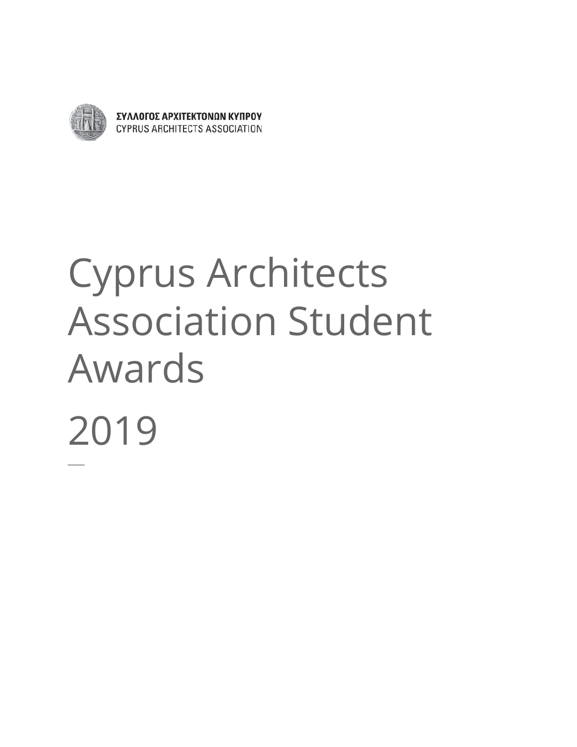ΣΥΛΛΟΓΟΣ ΑΡΧΙΤΕΚΤΟΝΩΝ ΚΥΠΡΟΥ
CYPRUS ARCHITECTS ASSOCIATION

# Cyprus Architects Association Student Awards

# 2019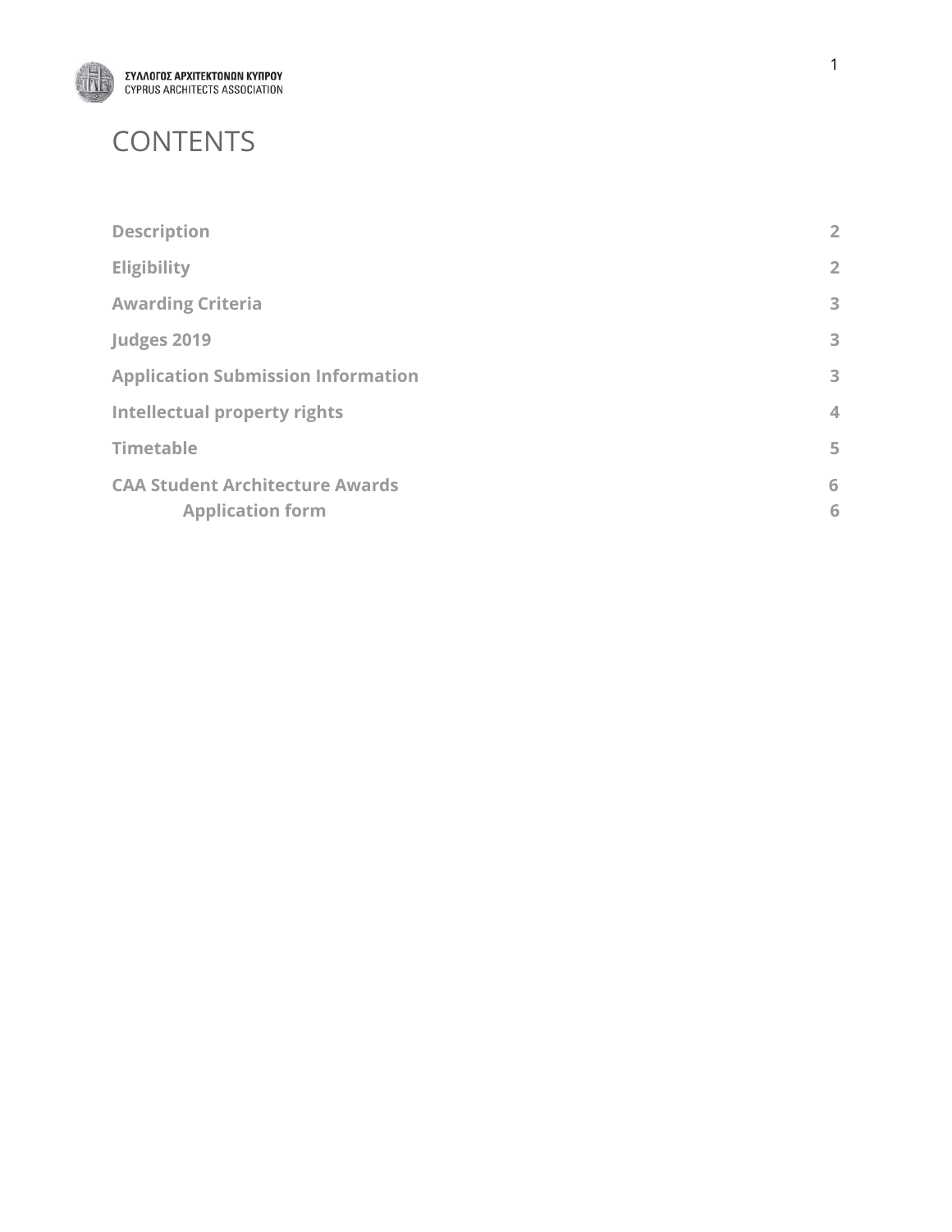# CONTENTS

| | |
|---|---|
| **Description** | **2** |
| **Eligibility** | **2** |
| **Awarding Criteria** | **3** |
| **Judges 2019** | **3** |
| **Application Submission Information** | **3** |
| **Intellectual property rights** | **4** |
| **Timetable** | **5** |
| **CAA Student Architecture Awards** | **6** |
| **Application form** | **6** |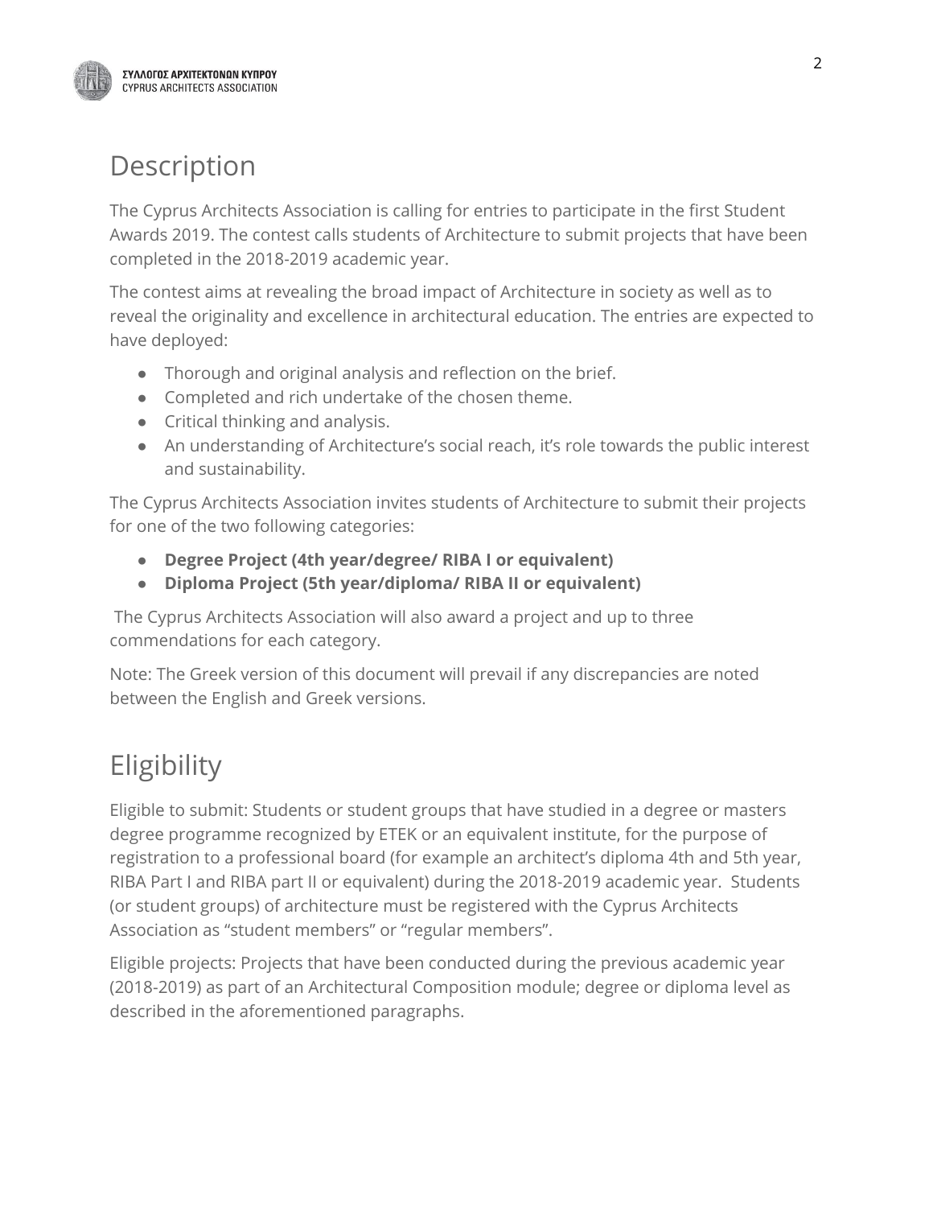# Description

The Cyprus Architects Association is calling for entries to participate in the first Student Awards 2019. The contest calls students of Architecture to submit projects that have been completed in the 2018-2019 academic year.

The contest aims at revealing the broad impact of Architecture in society as well as to reveal the originality and excellence in architectural education. The entries are expected to have deployed:

- Thorough and original analysis and reflection on the brief.
- Completed and rich undertake of the chosen theme.
- Critical thinking and analysis.
- An understanding of Architecture's social reach, it's role towards the public interest and sustainability.

The Cyprus Architects Association invites students of Architecture to submit their projects for one of the two following categories:

- **Degree Project (4th year/degree/ RIBA I or equivalent)**
- **Diploma Project (5th year/diploma/ RIBA II or equivalent)**

The Cyprus Architects Association will also award a project and up to three commendations for each category.

Note: The Greek version of this document will prevail if any discrepancies are noted between the English and Greek versions.

# Eligibility

Eligible to submit: Students or student groups that have studied in a degree or masters degree programme recognized by ETEK or an equivalent institute, for the purpose of registration to a professional board (for example an architect's diploma 4th and 5th year, RIBA Part I and RIBA part II or equivalent) during the 2018-2019 academic year. Students (or student groups) of architecture must be registered with the Cyprus Architects Association as "student members" or "regular members".

Eligible projects: Projects that have been conducted during the previous academic year (2018-2019) as part of an Architectural Composition module; degree or diploma level as described in the aforementioned paragraphs.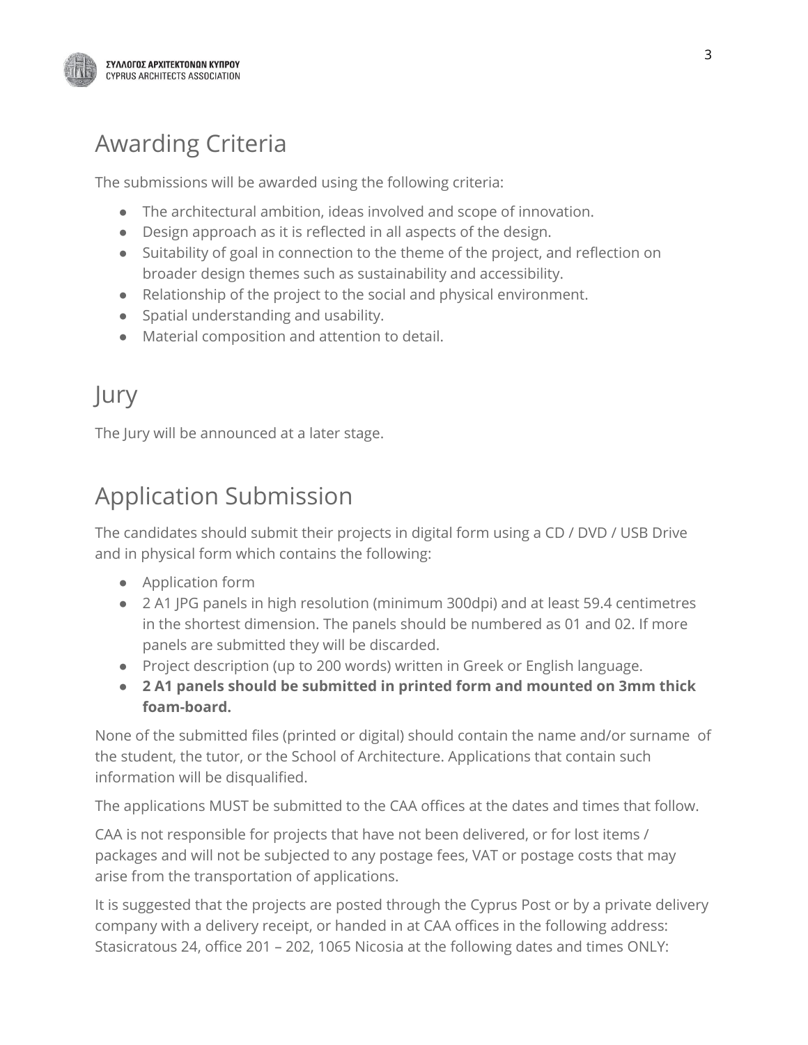## Awarding Criteria

The submissions will be awarded using the following criteria:

- The architectural ambition, ideas involved and scope of innovation.
- Design approach as it is reflected in all aspects of the design.
- Suitability of goal in connection to the theme of the project, and reflection on broader design themes such as sustainability and accessibility.
- Relationship of the project to the social and physical environment.
- Spatial understanding and usability.
- Material composition and attention to detail.

## Jury

The Jury will be announced at a later stage.

## Application Submission

The candidates should submit their projects in digital form using a CD / DVD / USB Drive and in physical form which contains the following:

- Application form
- 2 A1 JPG panels in high resolution (minimum 300dpi) and at least 59.4 centimetres in the shortest dimension. The panels should be numbered as 01 and 02. If more panels are submitted they will be discarded.
- Project description (up to 200 words) written in Greek or English language.
- **2 A1 panels should be submitted in printed form and mounted on 3mm thick foam-board.**

None of the submitted files (printed or digital) should contain the name and/or surname of the student, the tutor, or the School of Architecture. Applications that contain such information will be disqualified.

The applications MUST be submitted to the CAA offices at the dates and times that follow.

CAA is not responsible for projects that have not been delivered, or for lost items / packages and will not be subjected to any postage fees, VAT or postage costs that may arise from the transportation of applications.

It is suggested that the projects are posted through the Cyprus Post or by a private delivery company with a delivery receipt, or handed in at CAA offices in the following address: Stasicratous 24, office 201 – 202, 1065 Nicosia at the following dates and times ONLY: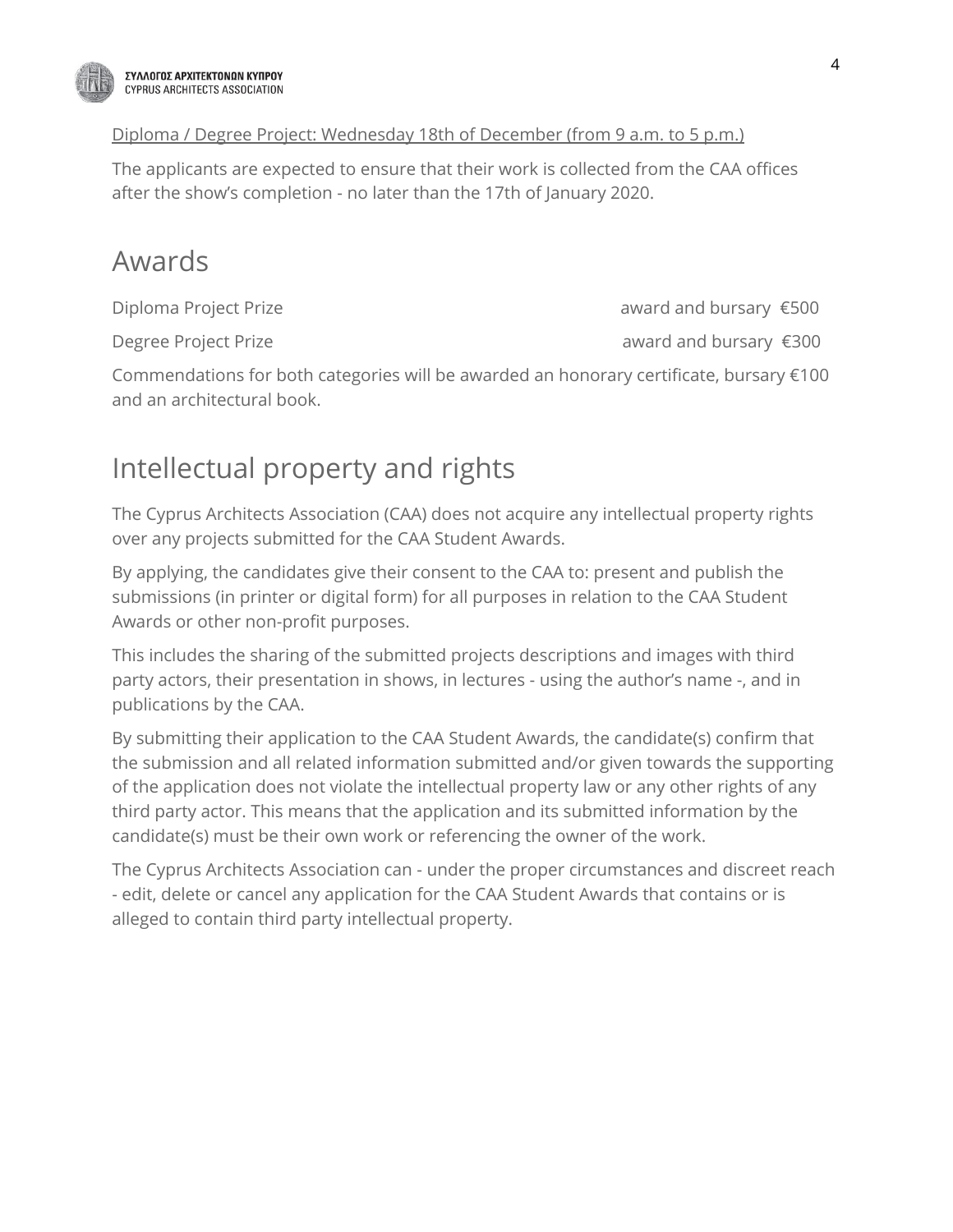Diploma / Degree Project: Wednesday 18th of December (from 9 a.m. to 5 p.m.)

The applicants are expected to ensure that their work is collected from the CAA offices after the show's completion - no later than the 17th of January 2020.

## Awards

| | |
|---|---|
| Diploma Project Prize | award and bursary €500 |
| Degree Project Prize | award and bursary €300 |

Commendations for both categories will be awarded an honorary certificate, bursary €100 and an architectural book.

## Intellectual property and rights

The Cyprus Architects Association (CAA) does not acquire any intellectual property rights over any projects submitted for the CAA Student Awards.

By applying, the candidates give their consent to the CAA to: present and publish the submissions (in printer or digital form) for all purposes in relation to the CAA Student Awards or other non-profit purposes.

This includes the sharing of the submitted projects descriptions and images with third party actors, their presentation in shows, in lectures - using the author's name -, and in publications by the CAA.

By submitting their application to the CAA Student Awards, the candidate(s) confirm that the submission and all related information submitted and/or given towards the supporting of the application does not violate the intellectual property law or any other rights of any third party actor. This means that the application and its submitted information by the candidate(s) must be their own work or referencing the owner of the work.

The Cyprus Architects Association can - under the proper circumstances and discreet reach - edit, delete or cancel any application for the CAA Student Awards that contains or is alleged to contain third party intellectual property.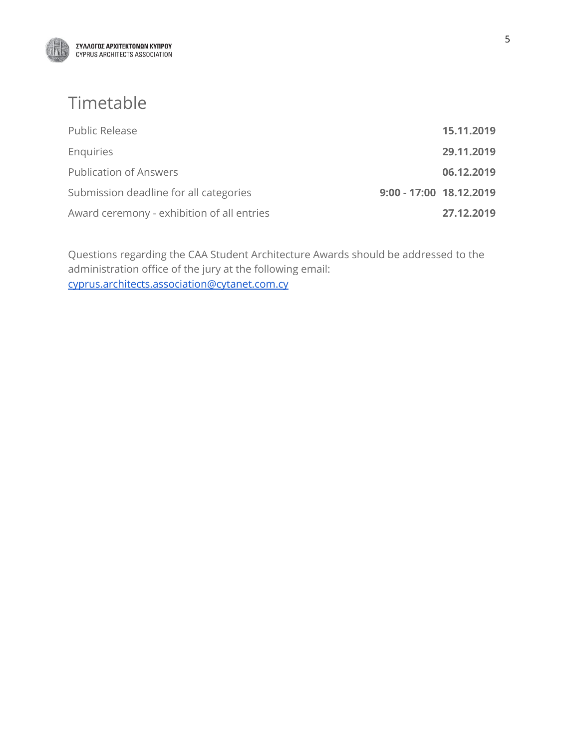## Timetable

| | |
|---|---|
| Public Release | **15.11.2019** |
| Enquiries | **29.11.2019** |
| Publication of Answers | **06.12.2019** |
| Submission deadline for all categories | **9:00 - 17:00 18.12.2019** |
| Award ceremony - exhibition of all entries | **27.12.2019** |

Questions regarding the CAA Student Architecture Awards should be addressed to the administration office of the jury at the following email: [cyprus.architects.association@cytanet.com.cy](mailto:cyprus.architects.association@cytanet.com.cy)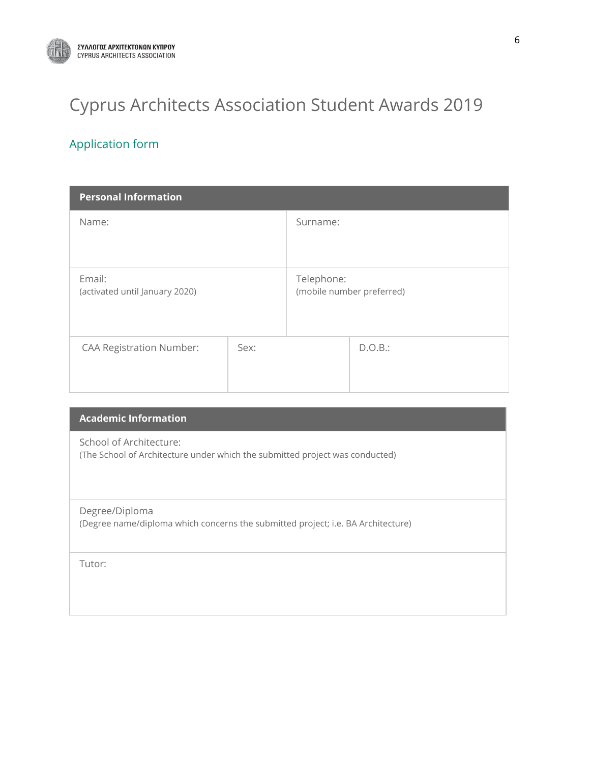# Cyprus Architects Association Student Awards 2019

## Application form

| Personal Information | | |
|---|---|---|
| Name: | Surname: | |
| Email:<br>(activated until January 2020) | Telephone:<br>(mobile number preferred) | |
| CAA Registration Number: | Sex: | D.O.B.: |

| Academic Information |
|---|
| School of Architecture:<br>(The School of Architecture under which the submitted project was conducted) |
| Degree/Diploma<br>(Degree name/diploma which concerns the submitted project; i.e. BA Architecture) |
| Tutor: |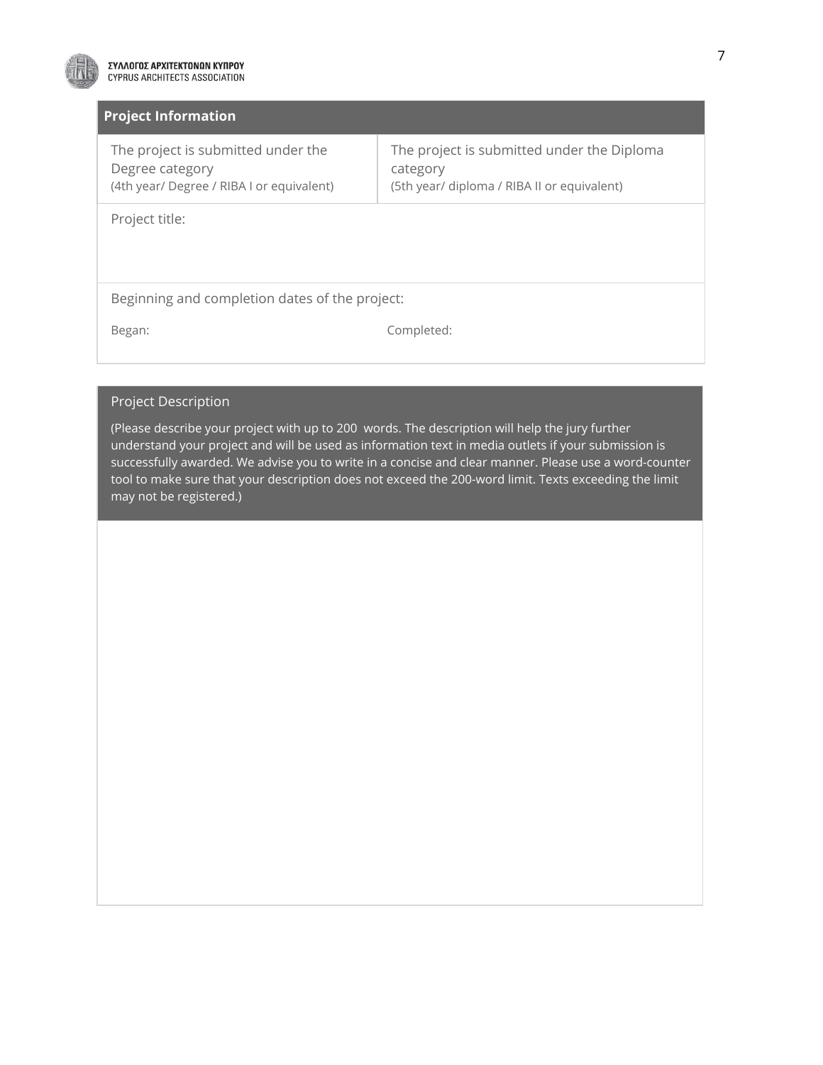## Project Information

| | |
|---|---|
| The project is submitted under the Degree category (4th year/ Degree / RIBA I or equivalent) | The project is submitted under the Diploma category (5th year/ diploma / RIBA II or equivalent) |
| Project title: | |
| Beginning and completion dates of the project: | |
| Began: | Completed: |

## Project Description

(Please describe your project with up to 200 words. The description will help the jury further understand your project and will be used as information text in media outlets if your submission is successfully awarded. We advise you to write in a concise and clear manner. Please use a word-counter tool to make sure that your description does not exceed the 200-word limit. Texts exceeding the limit may not be registered.)